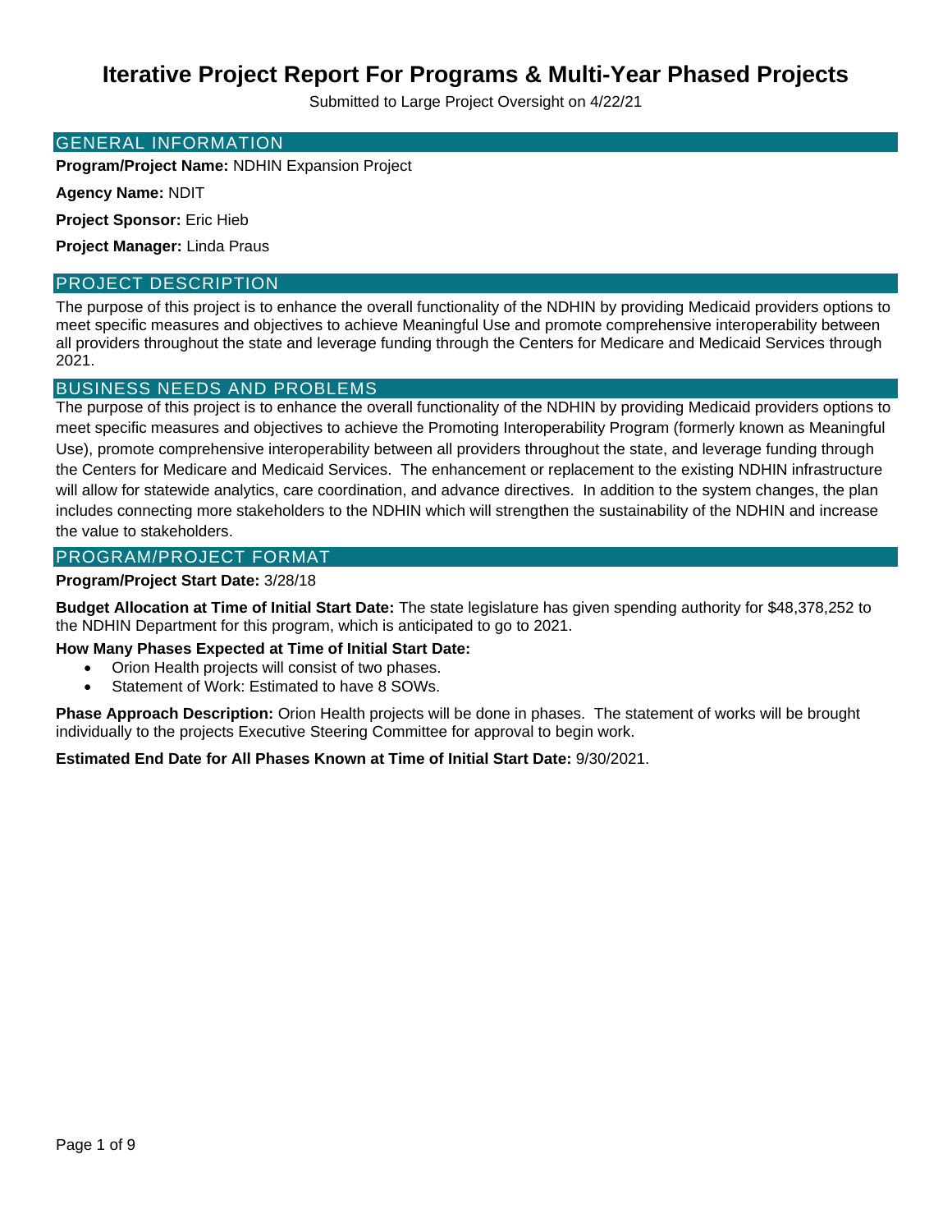# Iterative Project Report For Programs & Multi-Year Phased Projects

Submitted to Large Project Oversight on 4/22/21

## GENERAL INFORMATION

**Program/Project Name:** NDHIN Expansion Project

**Agency Name:** NDIT

**Project Sponsor:** Eric Hieb

**Project Manager:** Linda Praus

## PROJECT DESCRIPTION

The purpose of this project is to enhance the overall functionality of the NDHIN by providing Medicaid providers options to meet specific measures and objectives to achieve Meaningful Use and promote comprehensive interoperability between all providers throughout the state and leverage funding through the Centers for Medicare and Medicaid Services through 2021.

## BUSINESS NEEDS AND PROBLEMS

The purpose of this project is to enhance the overall functionality of the NDHIN by providing Medicaid providers options to meet specific measures and objectives to achieve the Promoting Interoperability Program (formerly known as Meaningful Use), promote comprehensive interoperability between all providers throughout the state, and leverage funding through the Centers for Medicare and Medicaid Services. The enhancement or replacement to the existing NDHIN infrastructure will allow for statewide analytics, care coordination, and advance directives. In addition to the system changes, the plan includes connecting more stakeholders to the NDHIN which will strengthen the sustainability of the NDHIN and increase the value to stakeholders.

## PROGRAM/PROJECT FORMAT

**Program/Project Start Date:** 3/28/18

**Budget Allocation at Time of Initial Start Date:** The state legislature has given spending authority for $48,378,252 to the NDHIN Department for this program, which is anticipated to go to 2021.

**How Many Phases Expected at Time of Initial Start Date:**

- Orion Health projects will consist of two phases.
- Statement of Work: Estimated to have 8 SOWs.

**Phase Approach Description:** Orion Health projects will be done in phases. The statement of works will be brought individually to the projects Executive Steering Committee for approval to begin work.

**Estimated End Date for All Phases Known at Time of Initial Start Date:** 9/30/2021.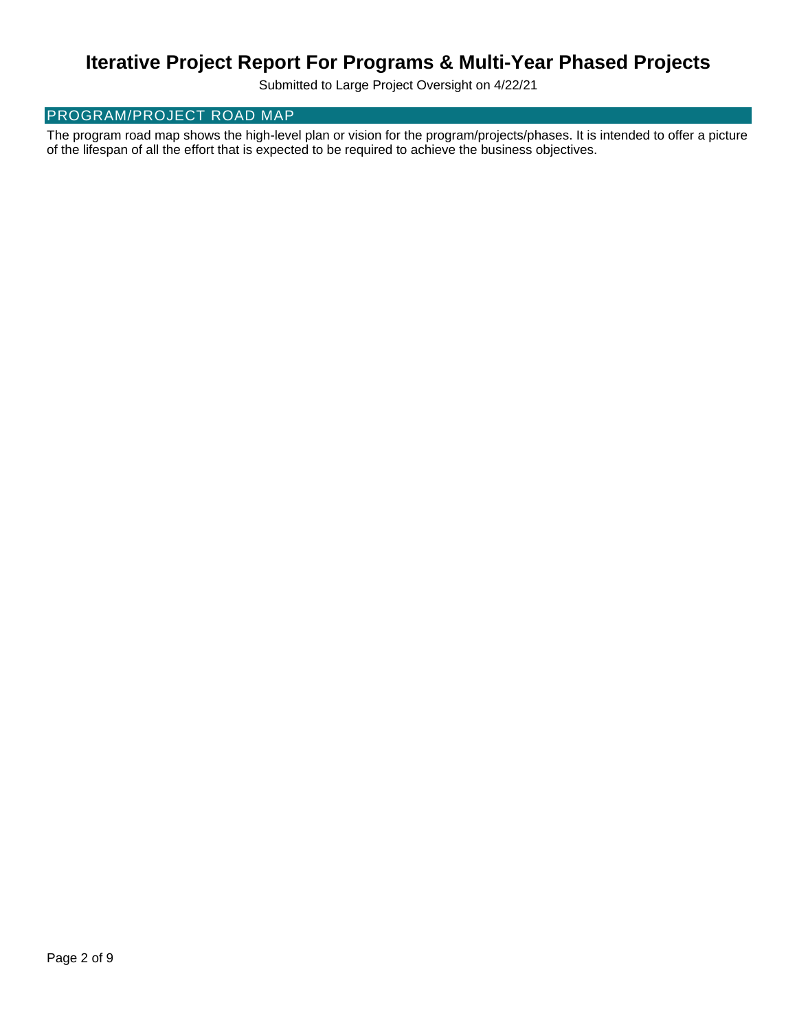# Iterative Project Report For Programs & Multi-Year Phased Projects

Submitted to Large Project Oversight on 4/22/21

## PROGRAM/PROJECT ROAD MAP

The program road map shows the high-level plan or vision for the program/projects/phases. It is intended to offer a picture of the lifespan of all the effort that is expected to be required to achieve the business objectives.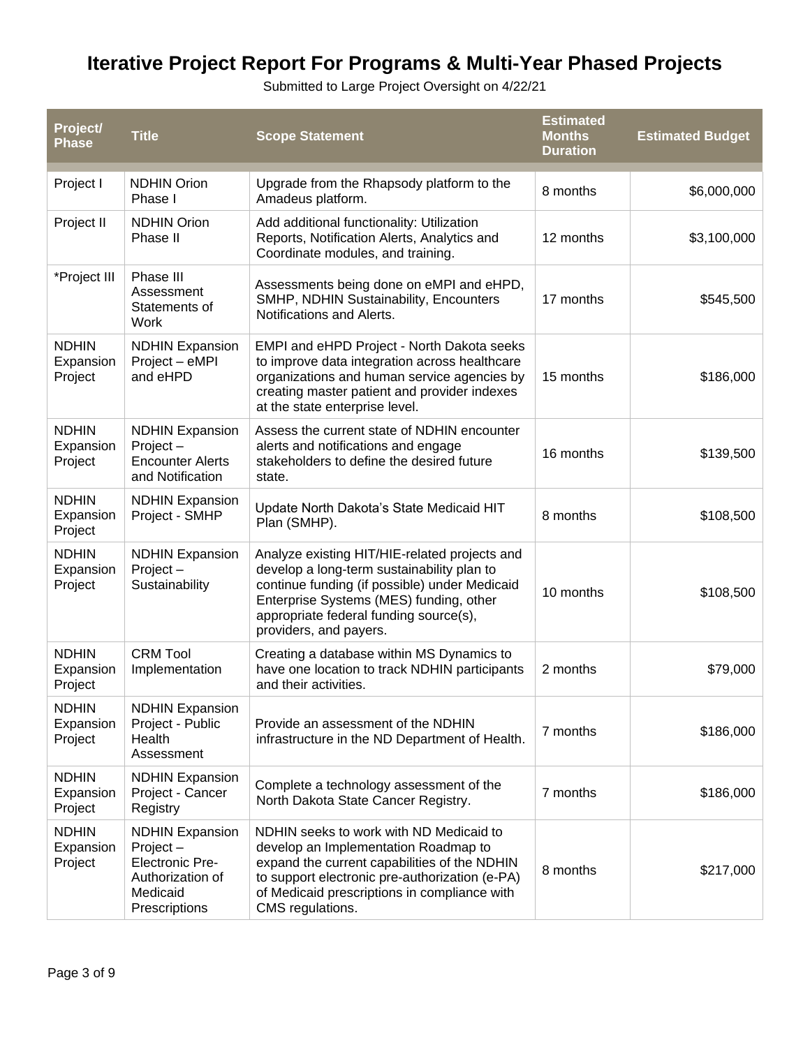# Iterative Project Report For Programs & Multi-Year Phased Projects

Submitted to Large Project Oversight on 4/22/21

| Project/ Phase | Title | Scope Statement | Estimated Months Duration | Estimated Budget |
|---|---|---|---|---|
| Project I | NDHIN Orion Phase I | Upgrade from the Rhapsody platform to the Amadeus platform. | 8 months | $6,000,000 |
| Project II | NDHIN Orion Phase II | Add additional functionality: Utilization Reports, Notification Alerts, Analytics and Coordinate modules, and training. | 12 months | $3,100,000 |
| *Project III | Phase III Assessment Statements of Work | Assessments being done on eMPI and eHPD, SMHP, NDHIN Sustainability, Encounters Notifications and Alerts. | 17 months | $545,500 |
| NDHIN Expansion Project | NDHIN Expansion Project – eMPI and eHPD | EMPI and eHPD Project - North Dakota seeks to improve data integration across healthcare organizations and human service agencies by creating master patient and provider indexes at the state enterprise level. | 15 months | $186,000 |
| NDHIN Expansion Project | NDHIN Expansion Project – Encounter Alerts and Notification | Assess the current state of NDHIN encounter alerts and notifications and engage stakeholders to define the desired future state. | 16 months | $139,500 |
| NDHIN Expansion Project | NDHIN Expansion Project - SMHP | Update North Dakota's State Medicaid HIT Plan (SMHP). | 8 months | $108,500 |
| NDHIN Expansion Project | NDHIN Expansion Project – Sustainability | Analyze existing HIT/HIE-related projects and develop a long-term sustainability plan to continue funding (if possible) under Medicaid Enterprise Systems (MES) funding, other appropriate federal funding source(s), providers, and payers. | 10 months | $108,500 |
| NDHIN Expansion Project | CRM Tool Implementation | Creating a database within MS Dynamics to have one location to track NDHIN participants and their activities. | 2 months | $79,000 |
| NDHIN Expansion Project | NDHIN Expansion Project - Public Health Assessment | Provide an assessment of the NDHIN infrastructure in the ND Department of Health. | 7 months | $186,000 |
| NDHIN Expansion Project | NDHIN Expansion Project - Cancer Registry | Complete a technology assessment of the North Dakota State Cancer Registry. | 7 months | $186,000 |
| NDHIN Expansion Project | NDHIN Expansion Project – Electronic Pre-Authorization of Medicaid Prescriptions | NDHIN seeks to work with ND Medicaid to develop an Implementation Roadmap to expand the current capabilities of the NDHIN to support electronic pre-authorization (e-PA) of Medicaid prescriptions in compliance with CMS regulations. | 8 months | $217,000 |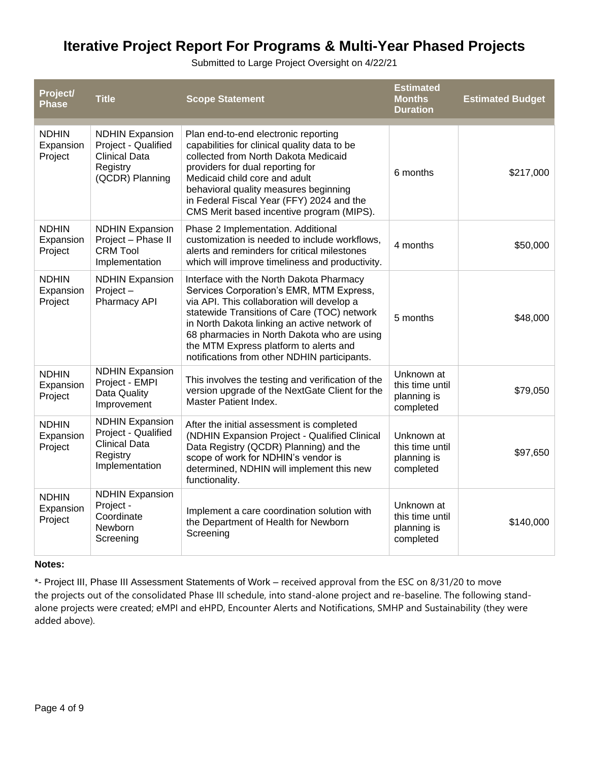# Iterative Project Report For Programs & Multi-Year Phased Projects

Submitted to Large Project Oversight on 4/22/21

| Project/ Phase | Title | Scope Statement | Estimated Months Duration | Estimated Budget |
|---|---|---|---|---|
| NDHIN Expansion Project | NDHIN Expansion Project - Qualified Clinical Data Registry (QCDR) Planning | Plan end-to-end electronic reporting capabilities for clinical quality data to be collected from North Dakota Medicaid providers for dual reporting for Medicaid child core and adult behavioral quality measures beginning in Federal Fiscal Year (FFY) 2024 and the CMS Merit based incentive program (MIPS). | 6 months | $217,000 |
| NDHIN Expansion Project | NDHIN Expansion Project – Phase II CRM Tool Implementation | Phase 2 Implementation. Additional customization is needed to include workflows, alerts and reminders for critical milestones which will improve timeliness and productivity. | 4 months | $50,000 |
| NDHIN Expansion Project | NDHIN Expansion Project – Pharmacy API | Interface with the North Dakota Pharmacy Services Corporation's EMR, MTM Express, via API. This collaboration will develop a statewide Transitions of Care (TOC) network in North Dakota linking an active network of 68 pharmacies in North Dakota who are using the MTM Express platform to alerts and notifications from other NDHIN participants. | 5 months | $48,000 |
| NDHIN Expansion Project | NDHIN Expansion Project - EMPI Data Quality Improvement | This involves the testing and verification of the version upgrade of the NextGate Client for the Master Patient Index. | Unknown at this time until planning is completed | $79,050 |
| NDHIN Expansion Project | NDHIN Expansion Project - Qualified Clinical Data Registry Implementation | After the initial assessment is completed (NDHIN Expansion Project - Qualified Clinical Data Registry (QCDR) Planning) and the scope of work for NDHIN's vendor is determined, NDHIN will implement this new functionality. | Unknown at this time until planning is completed | $97,650 |
| NDHIN Expansion Project | NDHIN Expansion Project - Coordinate Newborn Screening | Implement a care coordination solution with the Department of Health for Newborn Screening | Unknown at this time until planning is completed | $140,000 |

**Notes:**

*- Project III, Phase III Assessment Statements of Work – received approval from the ESC on 8/31/20 to move the projects out of the consolidated Phase III schedule, into stand-alone project and re-baseline. The following stand-alone projects were created; eMPI and eHPD, Encounter Alerts and Notifications, SMHP and Sustainability (they were added above).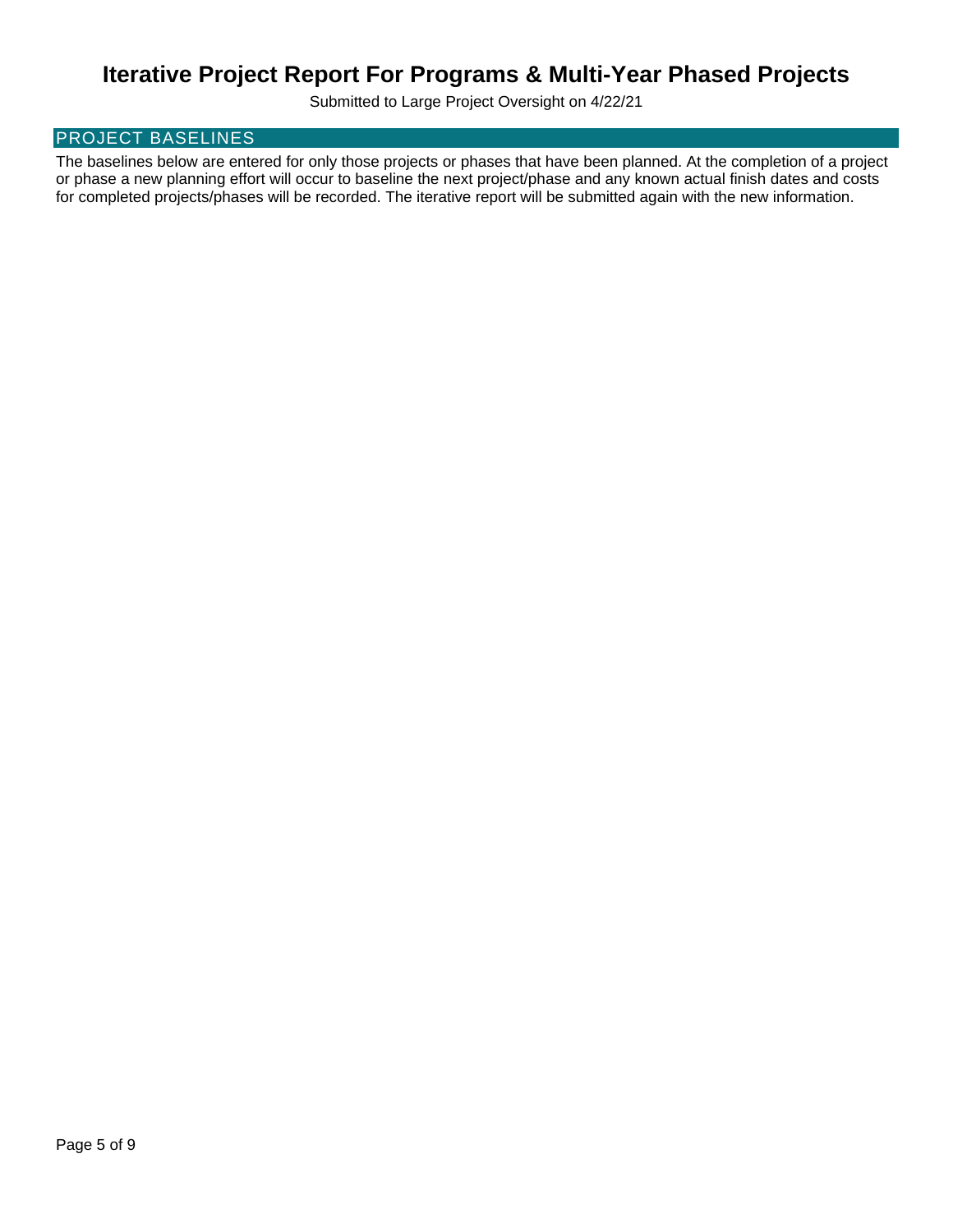# Iterative Project Report For Programs & Multi-Year Phased Projects

Submitted to Large Project Oversight on 4/22/21

## PROJECT BASELINES

The baselines below are entered for only those projects or phases that have been planned. At the completion of a project or phase a new planning effort will occur to baseline the next project/phase and any known actual finish dates and costs for completed projects/phases will be recorded. The iterative report will be submitted again with the new information.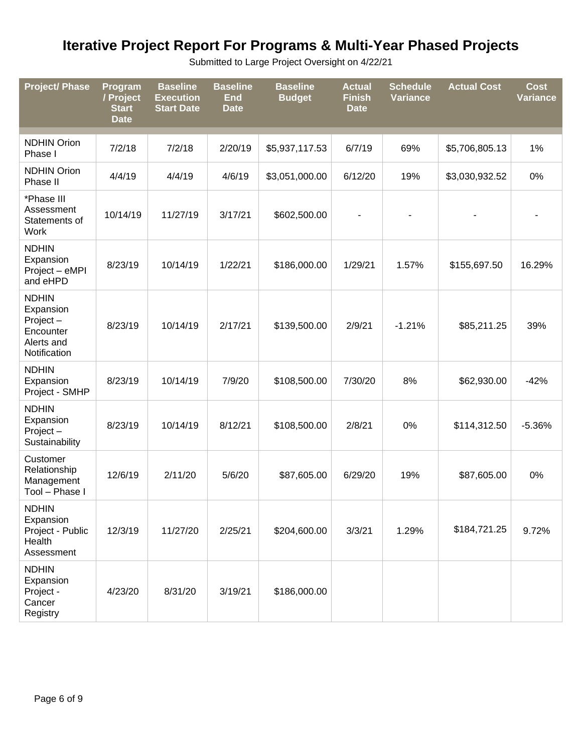# Iterative Project Report For Programs & Multi-Year Phased Projects

Submitted to Large Project Oversight on 4/22/21

| Project/ Phase | Program / Project Start Date | Baseline Execution Start Date | Baseline End Date | Baseline Budget | Actual Finish Date | Schedule Variance | Actual Cost | Cost Variance |
|---|---|---|---|---|---|---|---|---|
| NDHIN Orion Phase I | 7/2/18 | 7/2/18 | 2/20/19 | $5,937,117.53 | 6/7/19 | 69% | $5,706,805.13 | 1% |
| NDHIN Orion Phase II | 4/4/19 | 4/4/19 | 4/6/19 | $3,051,000.00 | 6/12/20 | 19% | $3,030,932.52 | 0% |
| *Phase III Assessment Statements of Work | 10/14/19 | 11/27/19 | 3/17/21 | $602,500.00 | - | - | - | - |
| NDHIN Expansion Project – eMPI and eHPD | 8/23/19 | 10/14/19 | 1/22/21 | $186,000.00 | 1/29/21 | 1.57% | $155,697.50 | 16.29% |
| NDHIN Expansion Project – Encounter Alerts and Notification | 8/23/19 | 10/14/19 | 2/17/21 | $139,500.00 | 2/9/21 | -1.21% | $85,211.25 | 39% |
| NDHIN Expansion Project - SMHP | 8/23/19 | 10/14/19 | 7/9/20 | $108,500.00 | 7/30/20 | 8% | $62,930.00 | -42% |
| NDHIN Expansion Project – Sustainability | 8/23/19 | 10/14/19 | 8/12/21 | $108,500.00 | 2/8/21 | 0% | $114,312.50 | -5.36% |
| Customer Relationship Management Tool – Phase I | 12/6/19 | 2/11/20 | 5/6/20 | $87,605.00 | 6/29/20 | 19% | $87,605.00 | 0% |
| NDHIN Expansion Project - Public Health Assessment | 12/3/19 | 11/27/20 | 2/25/21 | $204,600.00 | 3/3/21 | 1.29% | $184,721.25 | 9.72% |
| NDHIN Expansion Project - Cancer Registry | 4/23/20 | 8/31/20 | 3/19/21 | $186,000.00 | | | | |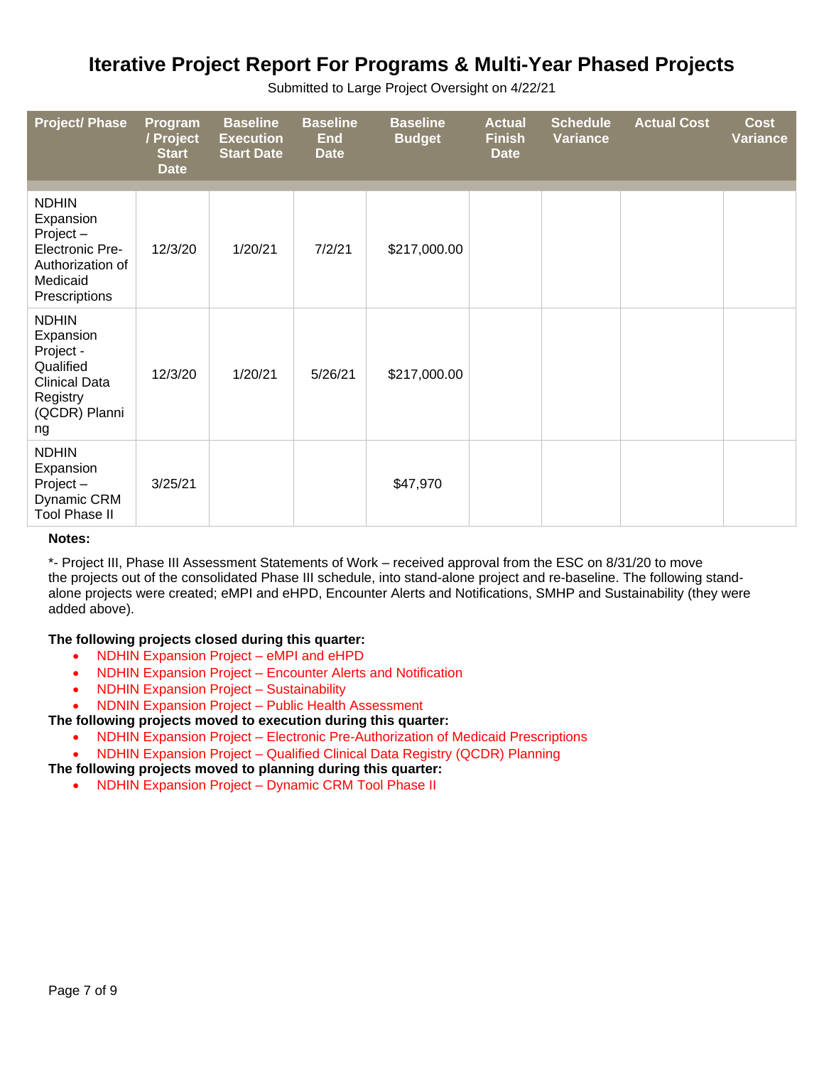# Iterative Project Report For Programs & Multi-Year Phased Projects

Submitted to Large Project Oversight on 4/22/21

| Project/ Phase | Program / Project Start Date | Baseline Execution Start Date | Baseline End Date | Baseline Budget | Actual Finish Date | Schedule Variance | Actual Cost | Cost Variance |
|---|---|---|---|---|---|---|---|---|
| NDHIN Expansion Project – Electronic Pre-Authorization of Medicaid Prescriptions | 12/3/20 | 1/20/21 | 7/2/21 | $217,000.00 | | | | |
| NDHIN Expansion Project - Qualified Clinical Data Registry (QCDR) Planning | 12/3/20 | 1/20/21 | 5/26/21 | $217,000.00 | | | | |
| NDHIN Expansion Project – Dynamic CRM Tool Phase II | 3/25/21 | | | $47,970 | | | | |

**Notes:**

*- Project III, Phase III Assessment Statements of Work – received approval from the ESC on 8/31/20 to move the projects out of the consolidated Phase III schedule, into stand-alone project and re-baseline. The following stand-alone projects were created; eMPI and eHPD, Encounter Alerts and Notifications, SMHP and Sustainability (they were added above).

**The following projects closed during this quarter:**

- NDHIN Expansion Project – eMPI and eHPD
- NDHIN Expansion Project – Encounter Alerts and Notification
- NDHIN Expansion Project – Sustainability
- NDNIN Expansion Project – Public Health Assessment

**The following projects moved to execution during this quarter:**

- NDHIN Expansion Project – Electronic Pre-Authorization of Medicaid Prescriptions
- NDHIN Expansion Project – Qualified Clinical Data Registry (QCDR) Planning

**The following projects moved to planning during this quarter:**

- NDHIN Expansion Project – Dynamic CRM Tool Phase II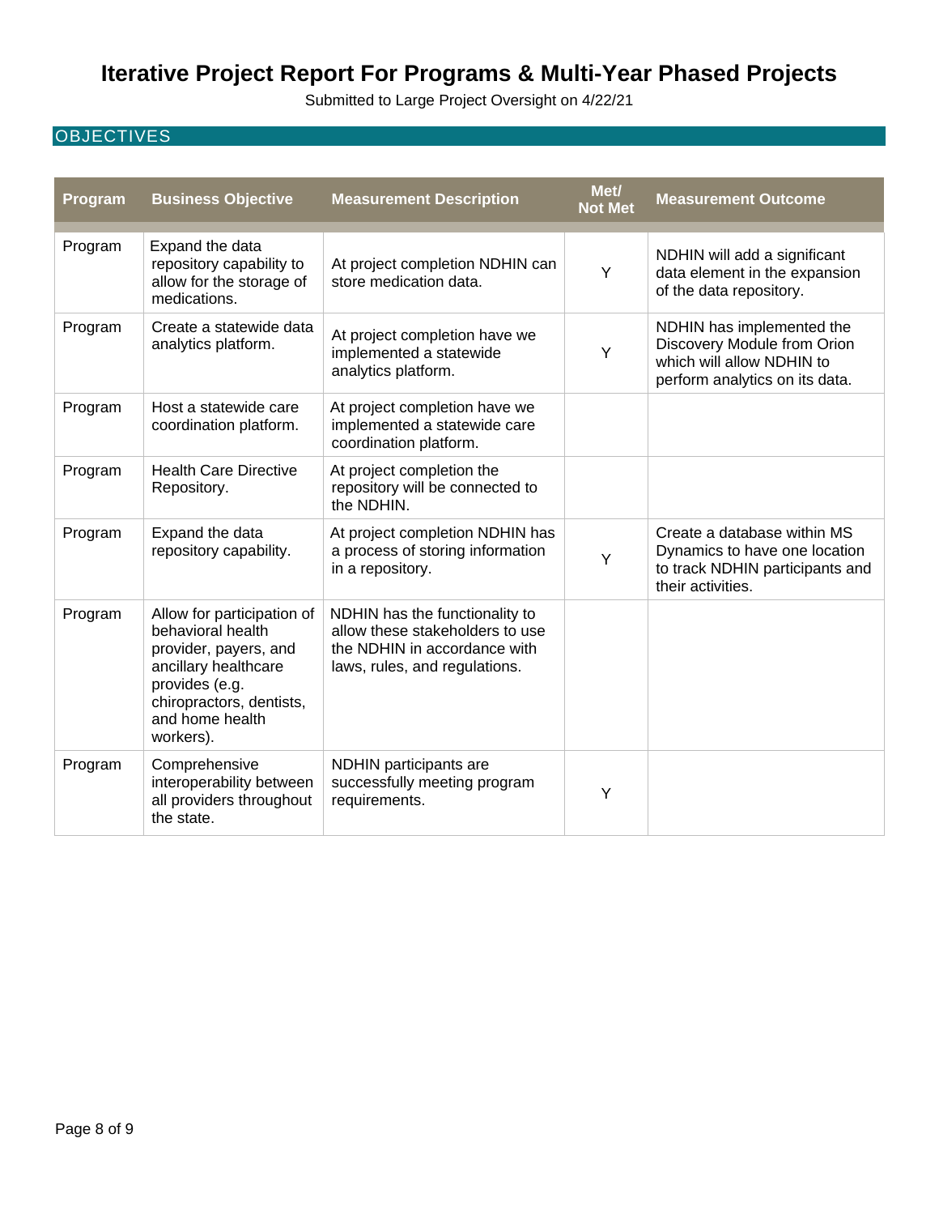# Iterative Project Report For Programs & Multi-Year Phased Projects

Submitted to Large Project Oversight on 4/22/21

## OBJECTIVES

| Program | Business Objective | Measurement Description | Met/ Not Met | Measurement Outcome |
|---|---|---|---|---|
| Program | Expand the data repository capability to allow for the storage of medications. | At project completion NDHIN can store medication data. | Y | NDHIN will add a significant data element in the expansion of the data repository. |
| Program | Create a statewide data analytics platform. | At project completion have we implemented a statewide analytics platform. | Y | NDHIN has implemented the Discovery Module from Orion which will allow NDHIN to perform analytics on its data. |
| Program | Host a statewide care coordination platform. | At project completion have we implemented a statewide care coordination platform. | | |
| Program | Health Care Directive Repository. | At project completion the repository will be connected to the NDHIN. | | |
| Program | Expand the data repository capability. | At project completion NDHIN has a process of storing information in a repository. | Y | Create a database within MS Dynamics to have one location to track NDHIN participants and their activities. |
| Program | Allow for participation of behavioral health provider, payers, and ancillary healthcare provides (e.g. chiropractors, dentists, and home health workers). | NDHIN has the functionality to allow these stakeholders to use the NDHIN in accordance with laws, rules, and regulations. | | |
| Program | Comprehensive interoperability between all providers throughout the state. | NDHIN participants are successfully meeting program requirements. | Y | |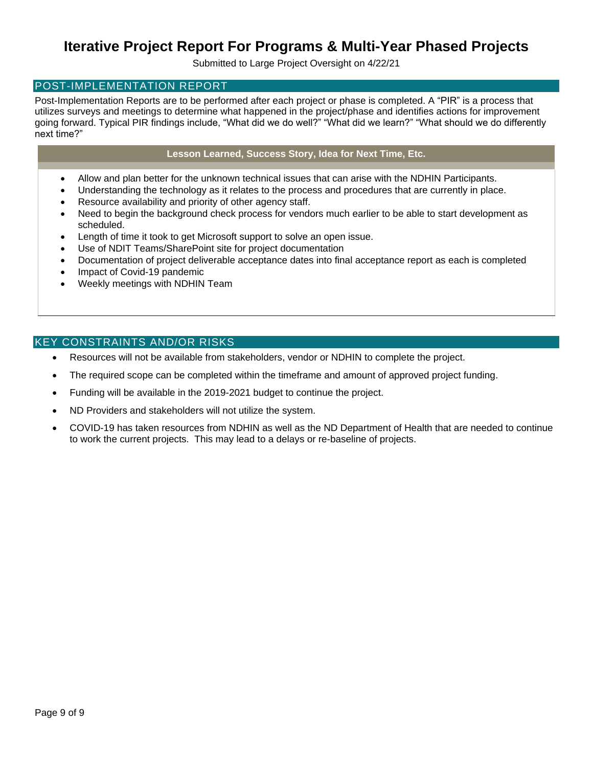# Iterative Project Report For Programs & Multi-Year Phased Projects

Submitted to Large Project Oversight on 4/22/21

## POST-IMPLEMENTATION REPORT

Post-Implementation Reports are to be performed after each project or phase is completed. A "PIR" is a process that utilizes surveys and meetings to determine what happened in the project/phase and identifies actions for improvement going forward. Typical PIR findings include, "What did we do well?" "What did we learn?" "What should we do differently next time?"

| Lesson Learned, Success Story, Idea for Next Time, Etc. |
|---|
| • Allow and plan better for the unknown technical issues that can arise with the NDHIN Participants.<br>• Understanding the technology as it relates to the process and procedures that are currently in place.<br>• Resource availability and priority of other agency staff.<br>• Need to begin the background check process for vendors much earlier to be able to start development as scheduled.<br>• Length of time it took to get Microsoft support to solve an open issue.<br>• Use of NDIT Teams/SharePoint site for project documentation<br>• Documentation of project deliverable acceptance dates into final acceptance report as each is completed<br>• Impact of Covid-19 pandemic<br>• Weekly meetings with NDHIN Team |

## KEY CONSTRAINTS AND/OR RISKS

- Resources will not be available from stakeholders, vendor or NDHIN to complete the project.
- The required scope can be completed within the timeframe and amount of approved project funding.
- Funding will be available in the 2019-2021 budget to continue the project.
- ND Providers and stakeholders will not utilize the system.
- COVID-19 has taken resources from NDHIN as well as the ND Department of Health that are needed to continue to work the current projects. This may lead to a delays or re-baseline of projects.